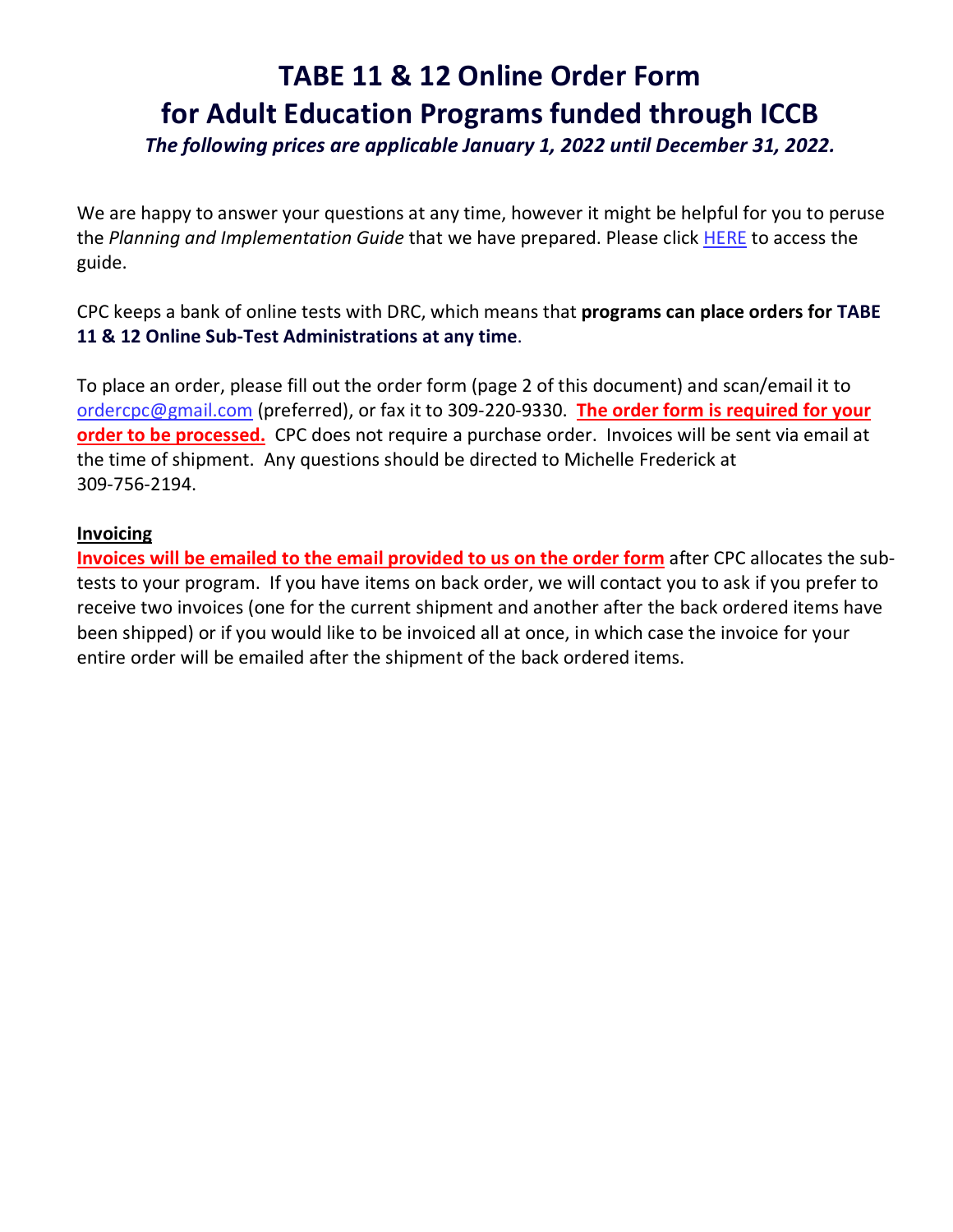# TABE 11 & 12 Online Order Form for Adult Education Programs funded through ICCB

***The following prices are applicable January 1, 2022 until December 31, 2022.***

We are happy to answer your questions at any time, however it might be helpful for you to peruse the *Planning and Implementation Guide* that we have prepared. Please click HERE to access the guide.

CPC keeps a bank of online tests with DRC, which means that **programs can place orders for TABE 11 & 12 Online Sub-Test Administrations at any time**.

To place an order, please fill out the order form (page 2 of this document) and scan/email it to ordercpc@gmail.com (preferred), or fax it to 309-220-9330. **The order form is required for your order to be processed.** CPC does not require a purchase order. Invoices will be sent via email at the time of shipment. Any questions should be directed to Michelle Frederick at 309-756-2194.

**Invoicing**

**Invoices will be emailed to the email provided to us on the order form** after CPC allocates the sub-tests to your program. If you have items on back order, we will contact you to ask if you prefer to receive two invoices (one for the current shipment and another after the back ordered items have been shipped) or if you would like to be invoiced all at once, in which case the invoice for your entire order will be emailed after the shipment of the back ordered items.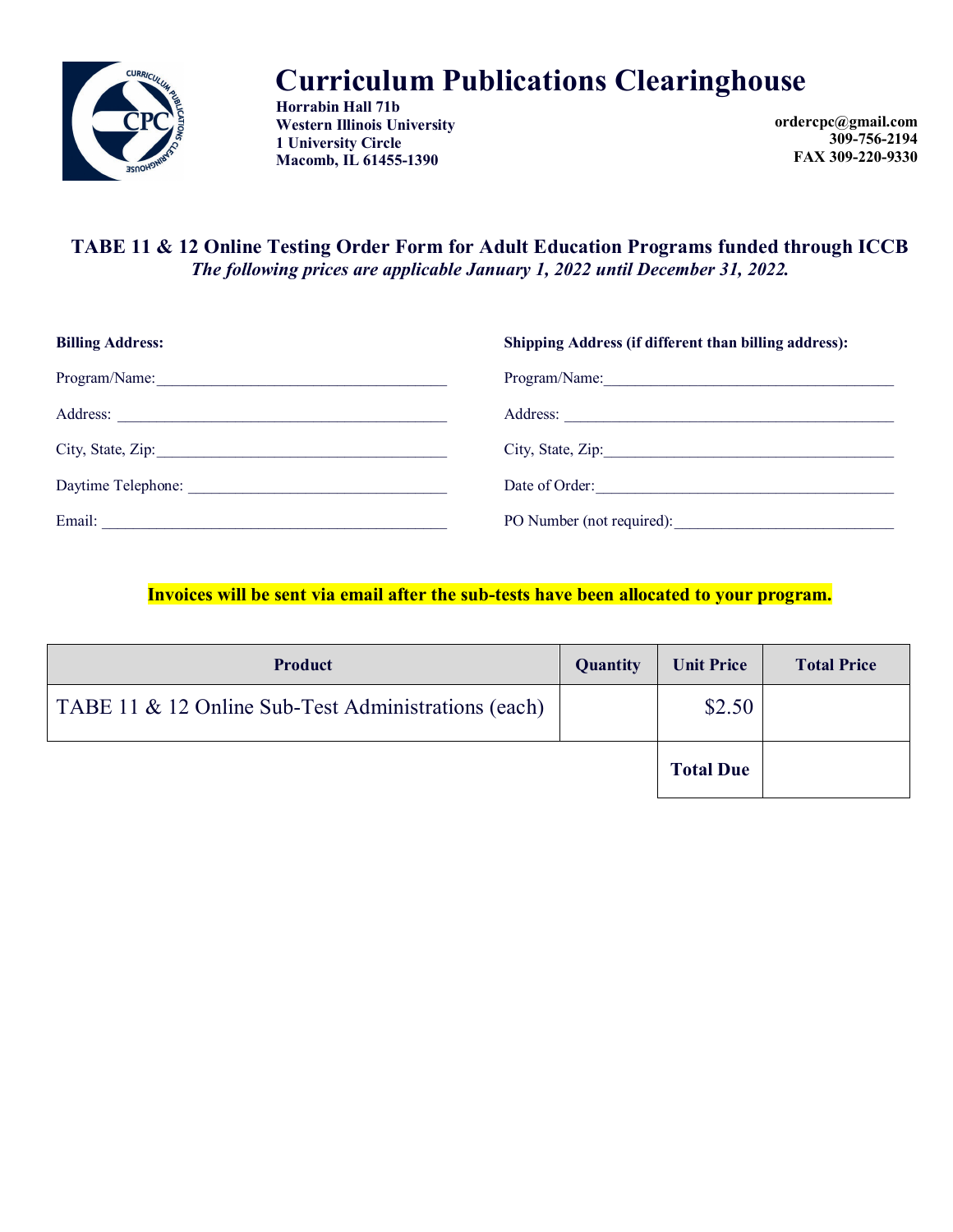# Curriculum Publications Clearinghouse

**Horrabin Hall 71b**
**Western Illinois University**
**1 University Circle**
**Macomb, IL 61455-1390**

**ordercpc@gmail.com**
**309-756-2194**
**FAX 309-220-9330**

## TABE 11 & 12 Online Testing Order Form for Adult Education Programs funded through ICCB

***The following prices are applicable January 1, 2022 until December 31, 2022.***

**Billing Address:**

Program/Name:______________________________________

Address: ___________________________________________

City, State, Zip:_____________________________________

Daytime Telephone: _________________________________

Email: _____________________________________________

**Shipping Address (if different than billing address):**

Program/Name:______________________________________

Address: ___________________________________________

City, State, Zip:_____________________________________

Date of Order:_______________________________________

PO Number (not required):____________________________

**Invoices will be sent via email after the sub-tests have been allocated to your program.**

| Product | Quantity | Unit Price | Total Price |
|---|---|---|---|
| TABE 11 & 12 Online Sub-Test Administrations (each) | | $2.50 | |
| | | **Total Due** | |